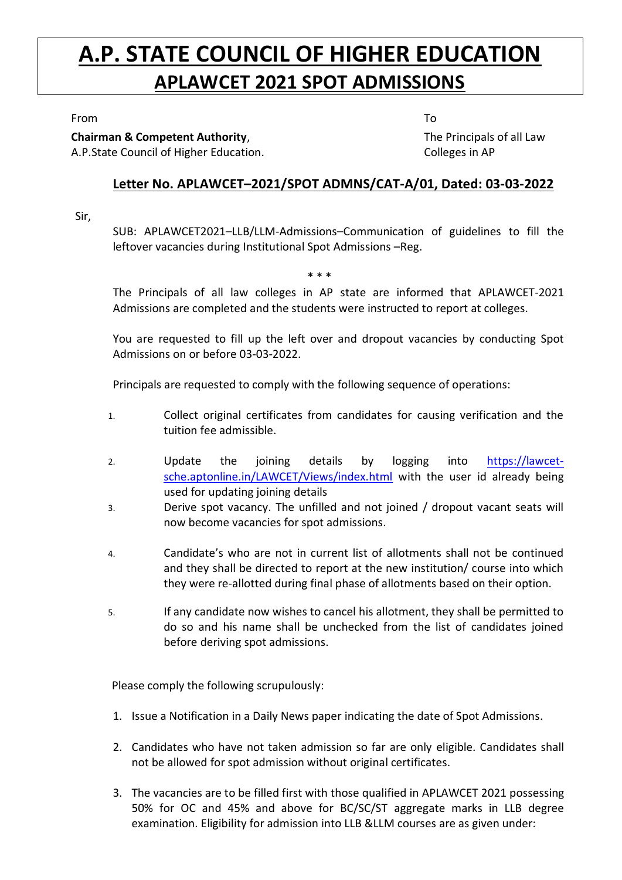# A.P. STATE COUNCIL OF HIGHER EDUCATION

## APLAWCET 2021 SPOT ADMISSIONS

From

**Chairman & Competent Authority**,
A.P.State Council of Higher Education.

To

The Principals of all Law Colleges in AP

**Letter No. APLAWCET–2021/SPOT ADMNS/CAT-A/01, Dated: 03-03-2022**

Sir,

SUB: APLAWCET2021–LLB/LLM-Admissions–Communication of guidelines to fill the leftover vacancies during Institutional Spot Admissions –Reg.

\* \* \*

The Principals of all law colleges in AP state are informed that APLAWCET-2021 Admissions are completed and the students were instructed to report at colleges.

You are requested to fill up the left over and dropout vacancies by conducting Spot Admissions on or before 03-03-2022.

Principals are requested to comply with the following sequence of operations:

1. Collect original certificates from candidates for causing verification and the tuition fee admissible.
2. Update the joining details by logging into https://lawcet-sche.aptonline.in/LAWCET/Views/index.html with the user id already being used for updating joining details
3. Derive spot vacancy. The unfilled and not joined / dropout vacant seats will now become vacancies for spot admissions.
4. Candidate's who are not in current list of allotments shall not be continued and they shall be directed to report at the new institution/ course into which they were re-allotted during final phase of allotments based on their option.
5. If any candidate now wishes to cancel his allotment, they shall be permitted to do so and his name shall be unchecked from the list of candidates joined before deriving spot admissions.

Please comply the following scrupulously:

1. Issue a Notification in a Daily News paper indicating the date of Spot Admissions.
2. Candidates who have not taken admission so far are only eligible. Candidates shall not be allowed for spot admission without original certificates.
3. The vacancies are to be filled first with those qualified in APLAWCET 2021 possessing 50% for OC and 45% and above for BC/SC/ST aggregate marks in LLB degree examination. Eligibility for admission into LLB &LLM courses are as given under: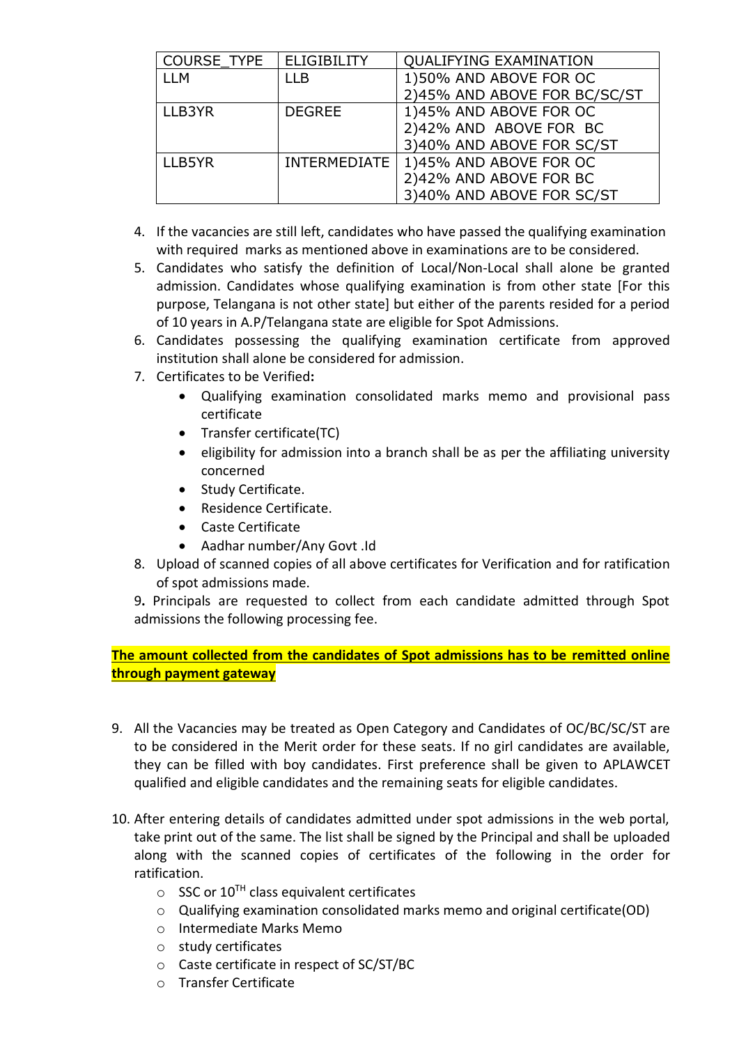| COURSE_TYPE | ELIGIBILITY | QUALIFYING EXAMINATION |
|---|---|---|
| LLM | LLB | 1)50% AND ABOVE FOR OC<br>2)45% AND ABOVE FOR BC/SC/ST |
| LLB3YR | DEGREE | 1)45% AND ABOVE FOR OC<br>2)42% AND ABOVE FOR BC<br>3)40% AND ABOVE FOR SC/ST |
| LLB5YR | INTERMEDIATE | 1)45% AND ABOVE FOR OC<br>2)42% AND ABOVE FOR BC<br>3)40% AND ABOVE FOR SC/ST |

4. If the vacancies are still left, candidates who have passed the qualifying examination with required marks as mentioned above in examinations are to be considered.
5. Candidates who satisfy the definition of Local/Non-Local shall alone be granted admission. Candidates whose qualifying examination is from other state [For this purpose, Telangana is not other state] but either of the parents resided for a period of 10 years in A.P/Telangana state are eligible for Spot Admissions.
6. Candidates possessing the qualifying examination certificate from approved institution shall alone be considered for admission.
7. Certificates to be Verified**:**
   - Qualifying examination consolidated marks memo and provisional pass certificate
   - Transfer certificate(TC)
   - eligibility for admission into a branch shall be as per the affiliating university concerned
   - Study Certificate.
   - Residence Certificate.
   - Caste Certificate
   - Aadhar number/Any Govt .Id
8. Upload of scanned copies of all above certificates for Verification and for ratification of spot admissions made.

9**.** Principals are requested to collect from each candidate admitted through Spot admissions the following processing fee.

**The amount collected from the candidates of Spot admissions has to be remitted online through payment gateway**

9. All the Vacancies may be treated as Open Category and Candidates of OC/BC/SC/ST are to be considered in the Merit order for these seats. If no girl candidates are available, they can be filled with boy candidates. First preference shall be given to APLAWCET qualified and eligible candidates and the remaining seats for eligible candidates.

10. After entering details of candidates admitted under spot admissions in the web portal, take print out of the same. The list shall be signed by the Principal and shall be uploaded along with the scanned copies of certificates of the following in the order for ratification.
    - SSC or 10$^{TH}$ class equivalent certificates
    - Qualifying examination consolidated marks memo and original certificate(OD)
    - Intermediate Marks Memo
    - study certificates
    - Caste certificate in respect of SC/ST/BC
    - Transfer Certificate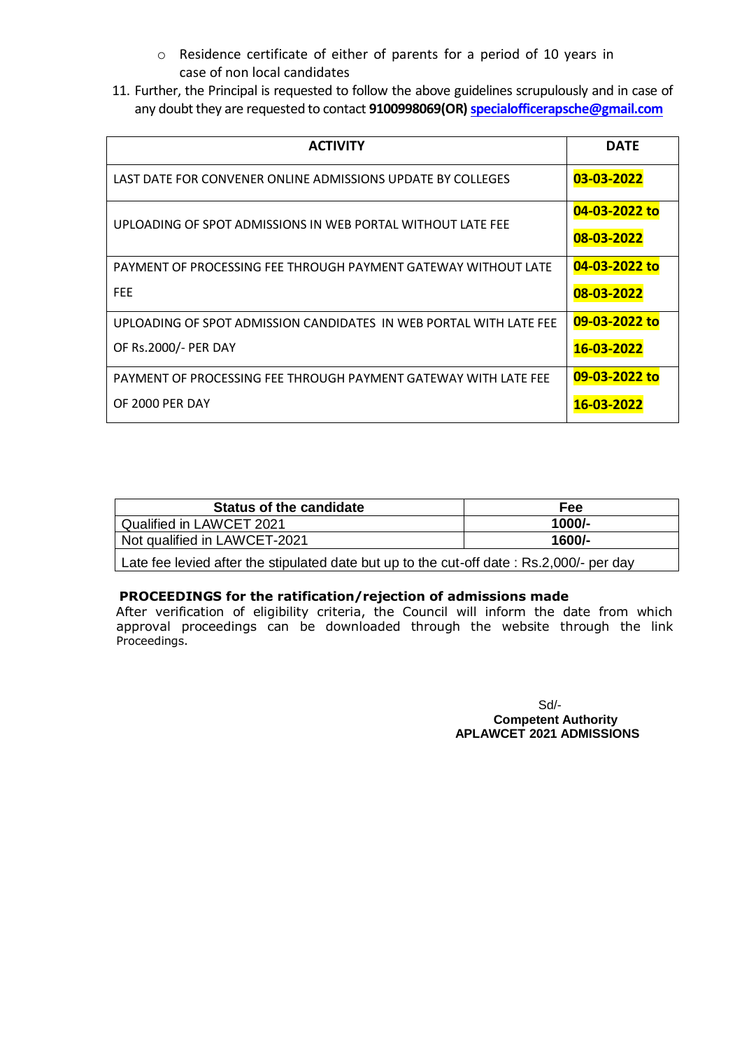- Residence certificate of either of parents for a period of 10 years in case of non local candidates

11. Further, the Principal is requested to follow the above guidelines scrupulously and in case of any doubt they are requested to contact **9100998069(OR)** **specialofficerapsche@gmail.com**

| ACTIVITY | DATE |
|---|---|
| LAST DATE FOR CONVENER ONLINE ADMISSIONS UPDATE BY COLLEGES | **03-03-2022** |
| UPLOADING OF SPOT ADMISSIONS IN WEB PORTAL WITHOUT LATE FEE | **04-03-2022 to 08-03-2022** |
| PAYMENT OF PROCESSING FEE THROUGH PAYMENT GATEWAY WITHOUT LATE FEE | **04-03-2022 to 08-03-2022** |
| UPLOADING OF SPOT ADMISSION CANDIDATES IN WEB PORTAL WITH LATE FEE OF Rs.2000/- PER DAY | **09-03-2022 to 16-03-2022** |
| PAYMENT OF PROCESSING FEE THROUGH PAYMENT GATEWAY WITH LATE FEE OF 2000 PER DAY | **09-03-2022 to 16-03-2022** |

| Status of the candidate | Fee |
|---|---|
| Qualified in LAWCET 2021 | **1000/-** |
| Not qualified in LAWCET-2021 | **1600/-** |
| Late fee levied after the stipulated date but up to the cut-off date : Rs.2,000/- per day | |

**PROCEEDINGS for the ratification/rejection of admissions made**

After verification of eligibility criteria, the Council will inform the date from which approval proceedings can be downloaded through the website through the link Proceedings.

Sd/-
**Competent Authority**
**APLAWCET 2021 ADMISSIONS**